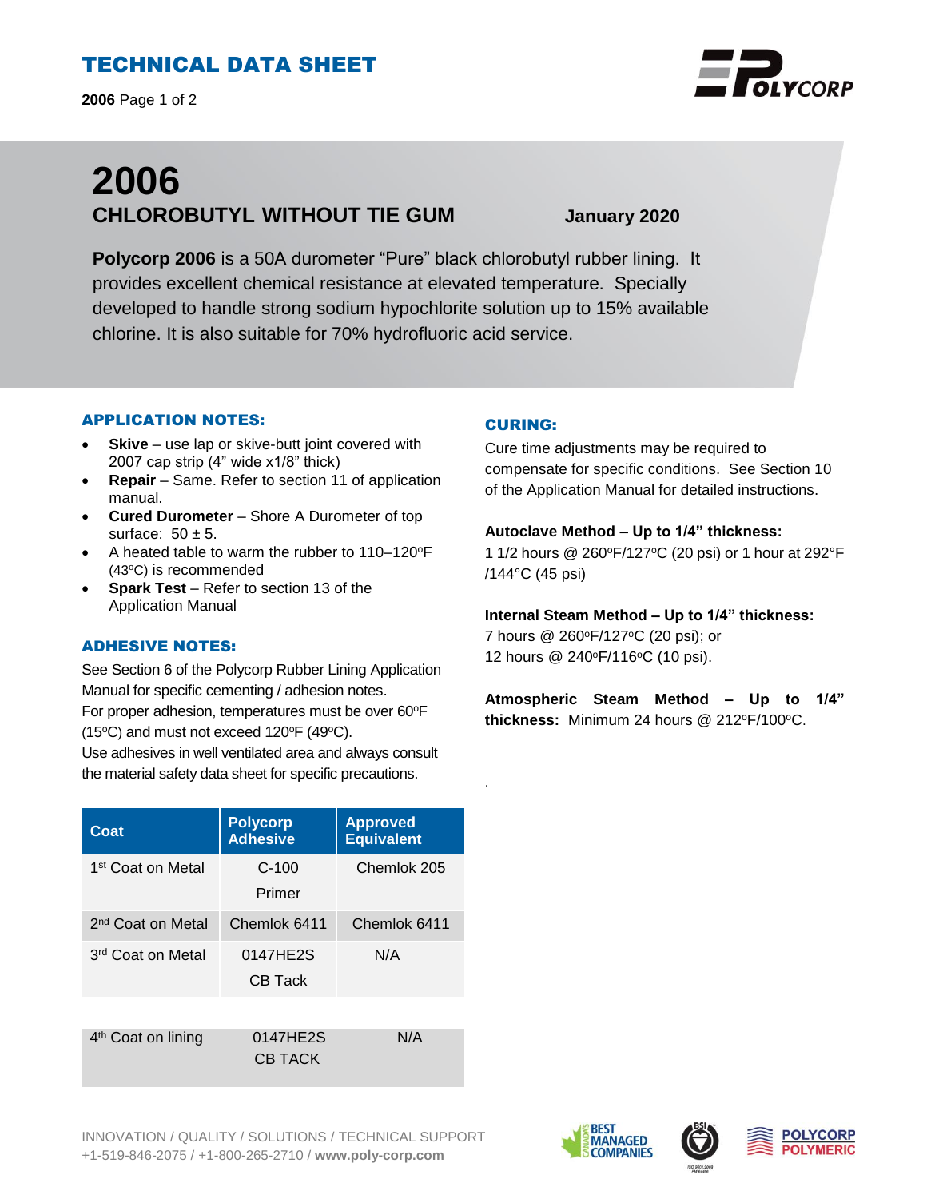# TECHNICAL DATA SHEET

# 2006

## CHLOROBUTYL WITHOUT TIE GUM

**January 2020**

**Polycorp 2006** is a 50A durometer "Pure" black chlorobutyl rubber lining. It provides excellent chemical resistance at elevated temperature. Specially developed to handle strong sodium hypochlorite solution up to 15% available chlorine. It is also suitable for 70% hydrofluoric acid service.

### APPLICATION NOTES:

- **Skive** – use lap or skive-butt joint covered with 2007 cap strip (4" wide x1/8" thick)
- **Repair** – Same. Refer to section 11 of application manual.
- **Cured Durometer** – Shore A Durometer of top surface: 50 ± 5.
- A heated table to warm the rubber to 110–120°F (43°C) is recommended
- **Spark Test** – Refer to section 13 of the Application Manual

### ADHESIVE NOTES:

See Section 6 of the Polycorp Rubber Lining Application Manual for specific cementing / adhesion notes.
For proper adhesion, temperatures must be over 60°F (15°C) and must not exceed 120°F (49°C).
Use adhesives in well ventilated area and always consult the material safety data sheet for specific precautions.

| Coat | Polycorp Adhesive | Approved Equivalent |
|---|---|---|
| 1st Coat on Metal | C-100 Primer | Chemlok 205 |
| 2nd Coat on Metal | Chemlok 6411 | Chemlok 6411 |
| 3rd Coat on Metal | 0147HE2S CB Tack | N/A |
| 4th Coat on lining | 0147HE2S CB TACK | N/A |

### CURING:

Cure time adjustments may be required to compensate for specific conditions. See Section 10 of the Application Manual for detailed instructions.

**Autoclave Method – Up to 1/4" thickness:**
1 1/2 hours @ 260°F/127°C (20 psi) or 1 hour at 292°F /144°C (45 psi)

**Internal Steam Method – Up to 1/4" thickness:**
7 hours @ 260°F/127°C (20 psi); or
12 hours @ 240°F/116°C (10 psi).

**Atmospheric Steam Method – Up to 1/4" thickness:** Minimum 24 hours @ 212°F/100°C.

INNOVATION / QUALITY / SOLUTIONS / TECHNICAL SUPPORT
+1-519-846-2075 / +1-800-265-2710 / **www.poly-corp.com**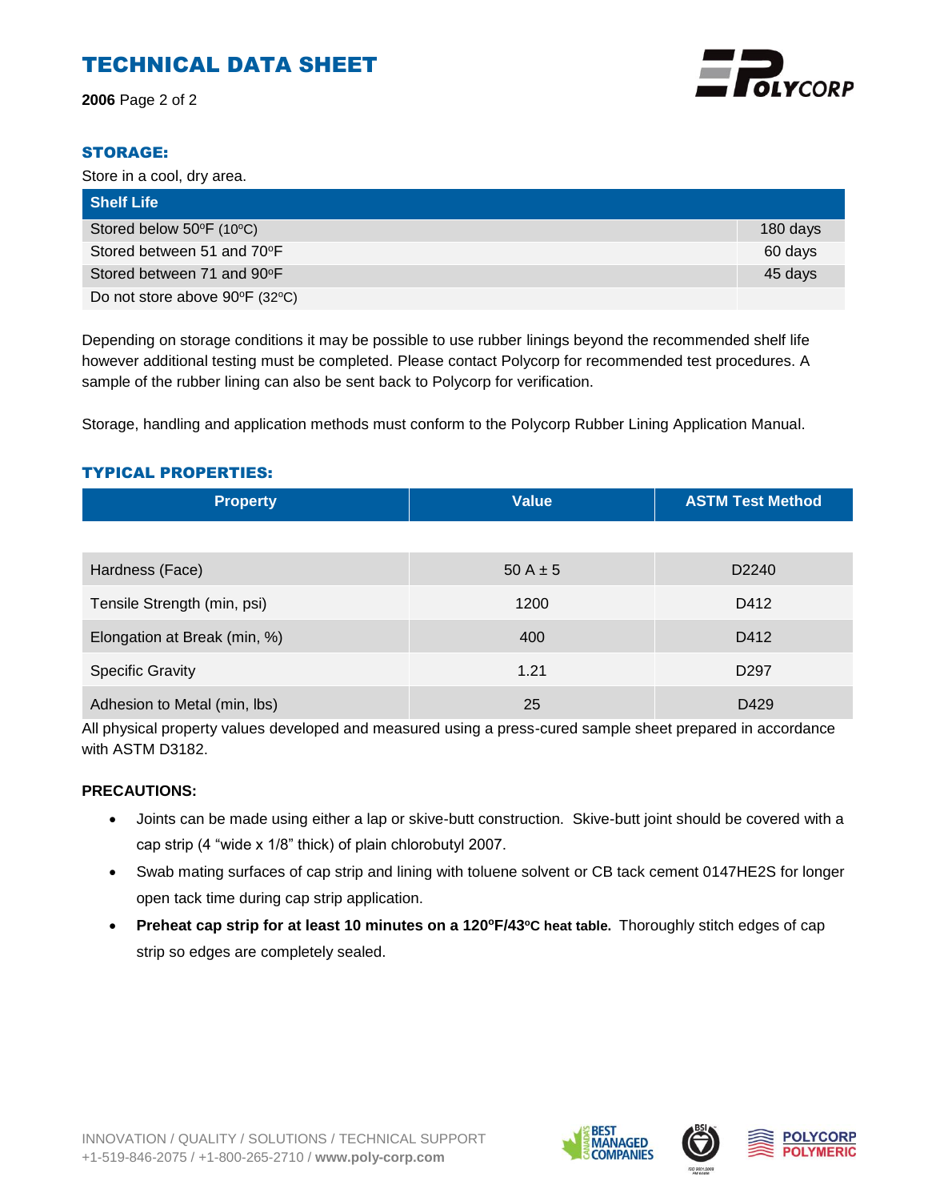## STORAGE:

Store in a cool, dry area.

| Shelf Life | |
|---|---|
| Stored below 50ºF (10ºC) | 180 days |
| Stored between 51 and 70ºF | 60 days |
| Stored between 71 and 90ºF | 45 days |
| Do not store above 90ºF (32ºC) | |

Depending on storage conditions it may be possible to use rubber linings beyond the recommended shelf life however additional testing must be completed. Please contact Polycorp for recommended test procedures. A sample of the rubber lining can also be sent back to Polycorp for verification.

Storage, handling and application methods must conform to the Polycorp Rubber Lining Application Manual.

## TYPICAL PROPERTIES:

| Property | Value | ASTM Test Method |
|---|---|---|
| Hardness (Face) | 50 A ± 5 | D2240 |
| Tensile Strength (min, psi) | 1200 | D412 |
| Elongation at Break (min, %) | 400 | D412 |
| Specific Gravity | 1.21 | D297 |
| Adhesion to Metal (min, lbs) | 25 | D429 |

All physical property values developed and measured using a press-cured sample sheet prepared in accordance with ASTM D3182.

**PRECAUTIONS:**

- Joints can be made using either a lap or skive-butt construction. Skive-butt joint should be covered with a cap strip (4 "wide x 1/8" thick) of plain chlorobutyl 2007.
- Swab mating surfaces of cap strip and lining with toluene solvent or CB tack cement 0147HE2S for longer open tack time during cap strip application.
- **Preheat cap strip for at least 10 minutes on a 120ºF/43ºC heat table.** Thoroughly stitch edges of cap strip so edges are completely sealed.

INNOVATION / QUALITY / SOLUTIONS / TECHNICAL SUPPORT
+1-519-846-2075 / +1-800-265-2710 / **www.poly-corp.com**